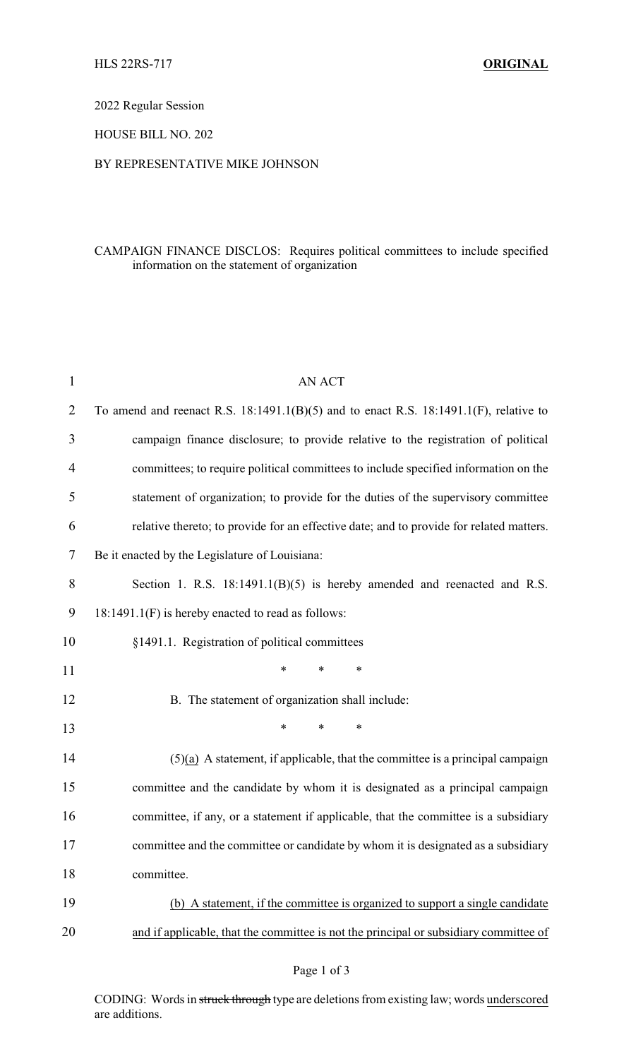HLS 22RS-717 **ORIGINAL**

2022 Regular Session

HOUSE BILL NO. 202

BY REPRESENTATIVE MIKE JOHNSON

CAMPAIGN FINANCE DISCLOS: Requires political committees to include specified information on the statement of organization

AN ACT

To amend and reenact R.S. 18:1491.1(B)(5) and to enact R.S. 18:1491.1(F), relative to campaign finance disclosure; to provide relative to the registration of political committees; to require political committees to include specified information on the statement of organization; to provide for the duties of the supervisory committee relative thereto; to provide for an effective date; and to provide for related matters.

Be it enacted by the Legislature of Louisiana:

Section 1. R.S. 18:1491.1(B)(5) is hereby amended and reenacted and R.S. 18:1491.1(F) is hereby enacted to read as follows:

§1491.1. Registration of political committees

\* \* \*

B. The statement of organization shall include:

\* \* \*

(5)<u>(a)</u> A statement, if applicable, that the committee is a principal campaign committee and the candidate by whom it is designated as a principal campaign committee, if any, or a statement if applicable, that the committee is a subsidiary committee and the committee or candidate by whom it is designated as a subsidiary committee.

<u>(b) A statement, if the committee is organized to support a single candidate and if applicable, that the committee is not the principal or subsidiary committee of</u>

CODING: Words in ~~struck through~~ type are deletions from existing law; words <u>underscored</u> are additions.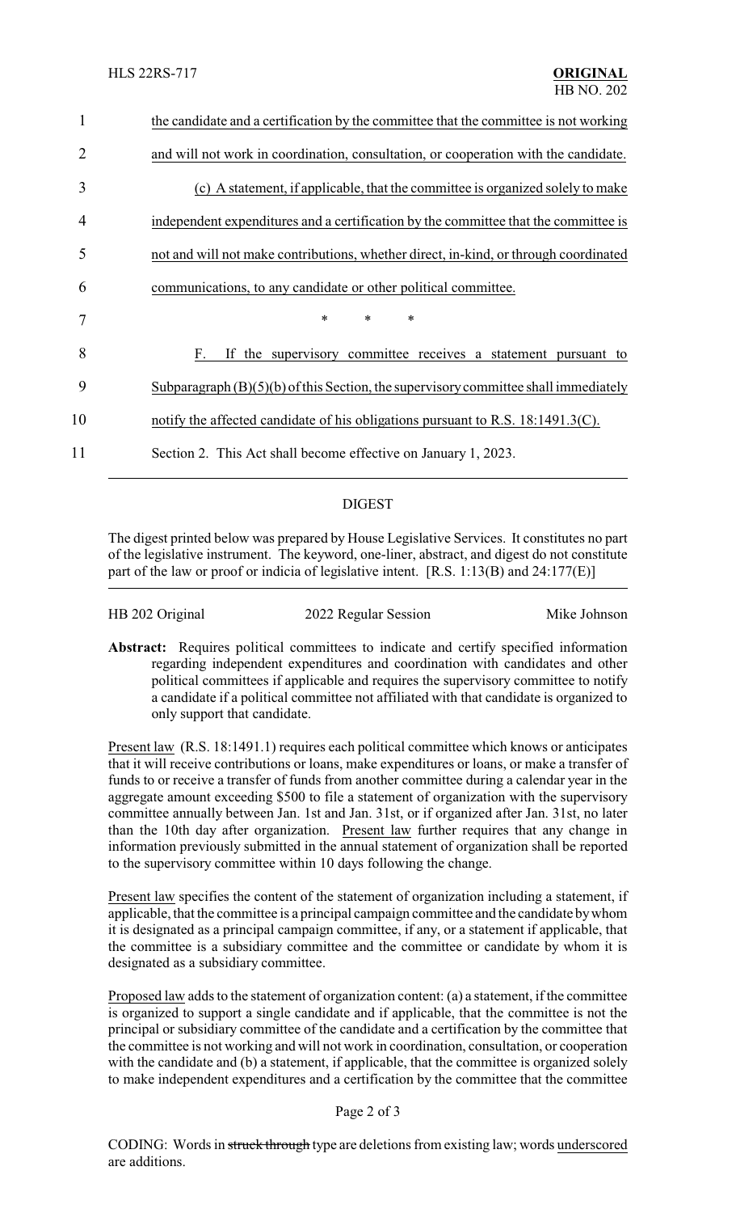the candidate and a certification by the committee that the committee is not working and will not work in coordination, consultation, or cooperation with the candidate.

(c) A statement, if applicable, that the committee is organized solely to make independent expenditures and a certification by the committee that the committee is not and will not make contributions, whether direct, in-kind, or through coordinated communications, to any candidate or other political committee.

\* \* \*

F. If the supervisory committee receives a statement pursuant to Subparagraph (B)(5)(b) of this Section, the supervisory committee shall immediately notify the affected candidate of his obligations pursuant to R.S. 18:1491.3(C).

Section 2. This Act shall become effective on January 1, 2023.

## DIGEST

The digest printed below was prepared by House Legislative Services. It constitutes no part of the legislative instrument. The keyword, one-liner, abstract, and digest do not constitute part of the law or proof or indicia of legislative intent. [R.S. 1:13(B) and 24:177(E)]

| HB 202 Original | 2022 Regular Session | Mike Johnson |
|---|---|---|

**Abstract:** Requires political committees to indicate and certify specified information regarding independent expenditures and coordination with candidates and other political committees if applicable and requires the supervisory committee to notify a candidate if a political committee not affiliated with that candidate is organized to only support that candidate.

Present law (R.S. 18:1491.1) requires each political committee which knows or anticipates that it will receive contributions or loans, make expenditures or loans, or make a transfer of funds to or receive a transfer of funds from another committee during a calendar year in the aggregate amount exceeding $500 to file a statement of organization with the supervisory committee annually between Jan. 1st and Jan. 31st, or if organized after Jan. 31st, no later than the 10th day after organization. Present law further requires that any change in information previously submitted in the annual statement of organization shall be reported to the supervisory committee within 10 days following the change.

Present law specifies the content of the statement of organization including a statement, if applicable, that the committee is a principal campaign committee and the candidate by whom it is designated as a principal campaign committee, if any, or a statement if applicable, that the committee is a subsidiary committee and the committee or candidate by whom it is designated as a subsidiary committee.

Proposed law adds to the statement of organization content: (a) a statement, if the committee is organized to support a single candidate and if applicable, that the committee is not the principal or subsidiary committee of the candidate and a certification by the committee that the committee is not working and will not work in coordination, consultation, or cooperation with the candidate and (b) a statement, if applicable, that the committee is organized solely to make independent expenditures and a certification by the committee that the committee

CODING: Words in ~~struck through~~ type are deletions from existing law; words underscored are additions.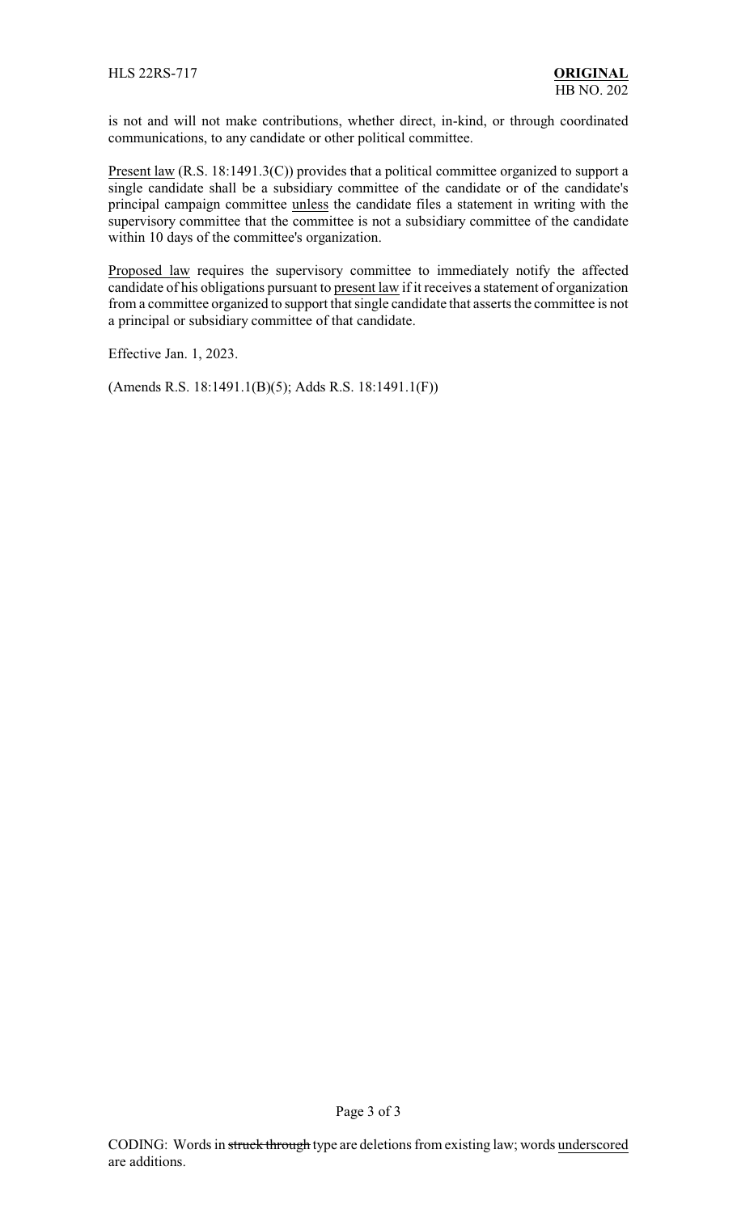is not and will not make contributions, whether direct, in-kind, or through coordinated communications, to any candidate or other political committee.

Present law (R.S. 18:1491.3(C)) provides that a political committee organized to support a single candidate shall be a subsidiary committee of the candidate or of the candidate's principal campaign committee unless the candidate files a statement in writing with the supervisory committee that the committee is not a subsidiary committee of the candidate within 10 days of the committee's organization.

Proposed law requires the supervisory committee to immediately notify the affected candidate of his obligations pursuant to present law if it receives a statement of organization from a committee organized to support that single candidate that asserts the committee is not a principal or subsidiary committee of that candidate.

Effective Jan. 1, 2023.

(Amends R.S. 18:1491.1(B)(5); Adds R.S. 18:1491.1(F))

CODING: Words in ~~struck through~~ type are deletions from existing law; words underscored are additions.